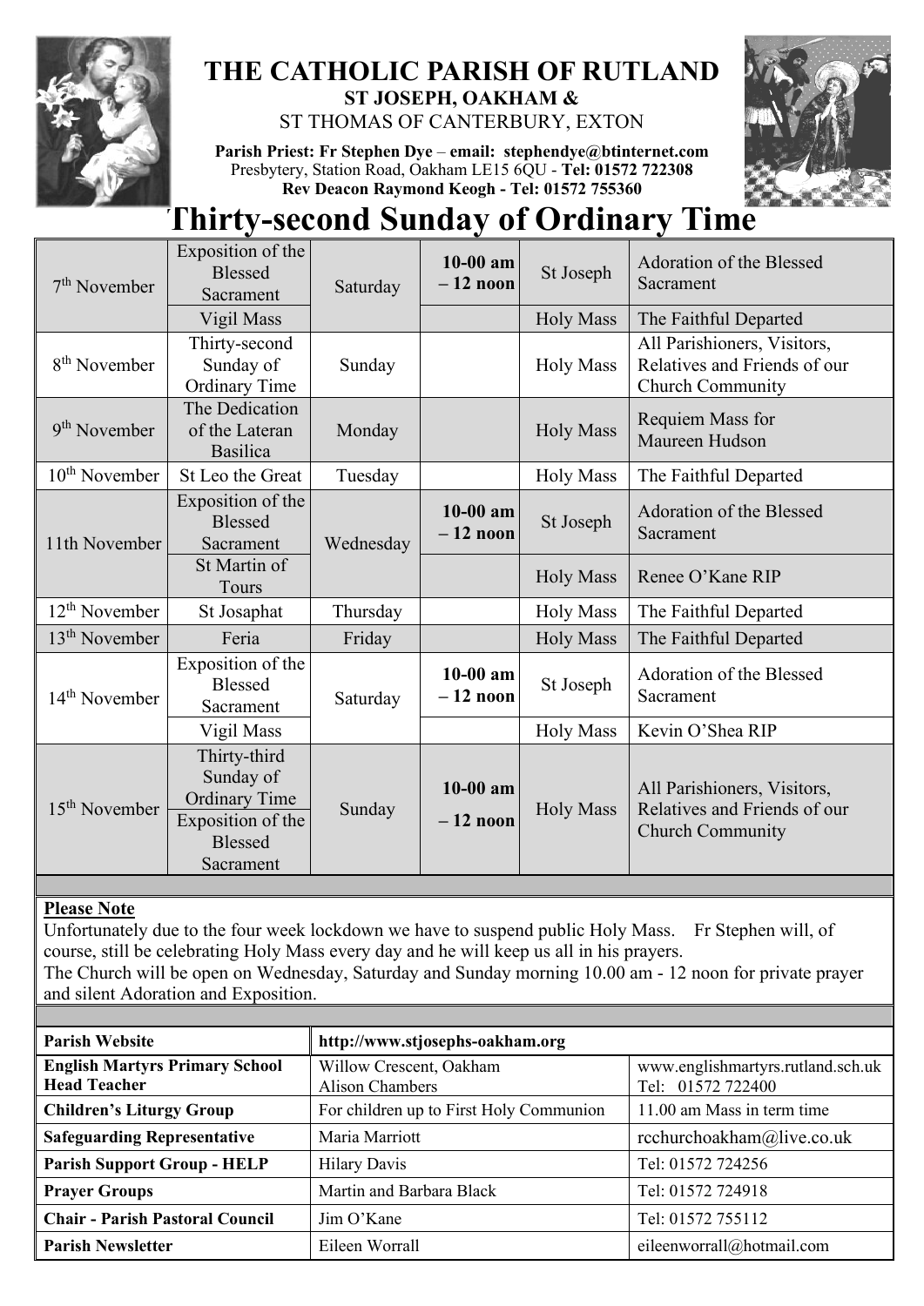# THE CATHOLIC PARISH OF RUTLAND

**ST JOSEPH, OAKHAM &**

ST THOMAS OF CANTERBURY, EXTON

**Parish Priest: Fr Stephen Dye** – **email: stephendye@btinternet.com**

Presbytery, Station Road, Oakham LE15 6QU - **Tel: 01572 722308**

**Rev Deacon Raymond Keogh - Tel: 01572 755360**

# Thirty-second Sunday of Ordinary Time

| Date | Feast | Day | Time | Location | Intention |
|---|---|---|---|---|---|
| 7th November | Exposition of the Blessed Sacrament | Saturday | **10-00 am – 12 noon** | St Joseph | Adoration of the Blessed Sacrament |
| | Vigil Mass | | | Holy Mass | The Faithful Departed |
| 8th November | Thirty-second Sunday of Ordinary Time | Sunday | | Holy Mass | All Parishioners, Visitors, Relatives and Friends of our Church Community |
| 9th November | The Dedication of the Lateran Basilica | Monday | | Holy Mass | Requiem Mass for Maureen Hudson |
| 10th November | St Leo the Great | Tuesday | | Holy Mass | The Faithful Departed |
| 11th November | Exposition of the Blessed Sacrament | Wednesday | **10-00 am – 12 noon** | St Joseph | Adoration of the Blessed Sacrament |
| | St Martin of Tours | | | Holy Mass | Renee O'Kane RIP |
| 12th November | St Josaphat | Thursday | | Holy Mass | The Faithful Departed |
| 13th November | Feria | Friday | | Holy Mass | The Faithful Departed |
| 14th November | Exposition of the Blessed Sacrament | Saturday | **10-00 am – 12 noon** | St Joseph | Adoration of the Blessed Sacrament |
| | Vigil Mass | | | Holy Mass | Kevin O'Shea RIP |
| 15th November | Thirty-third Sunday of Ordinary Time / Exposition of the Blessed Sacrament | Sunday | **10-00 am – 12 noon** | Holy Mass | All Parishioners, Visitors, Relatives and Friends of our Church Community |

**Please Note**

Unfortunately due to the four week lockdown we have to suspend public Holy Mass. Fr Stephen will, of course, still be celebrating Holy Mass every day and he will keep us all in his prayers.

The Church will be open on Wednesday, Saturday and Sunday morning 10.00 am - 12 noon for private prayer and silent Adoration and Exposition.

| **Parish Website** | **http://www.stjosephs-oakham.org** | |
|---|---|---|
| **English Martyrs Primary School Head Teacher** | Willow Crescent, Oakham Alison Chambers | www.englishmartyrs.rutland.sch.uk Tel: 01572 722400 |
| **Children's Liturgy Group** | For children up to First Holy Communion | 11.00 am Mass in term time |
| **Safeguarding Representative** | Maria Marriott | rcchurchoakham@live.co.uk |
| **Parish Support Group - HELP** | Hilary Davis | Tel: 01572 724256 |
| **Prayer Groups** | Martin and Barbara Black | Tel: 01572 724918 |
| **Chair - Parish Pastoral Council** | Jim O'Kane | Tel: 01572 755112 |
| **Parish Newsletter** | Eileen Worrall | eileenworrall@hotmail.com |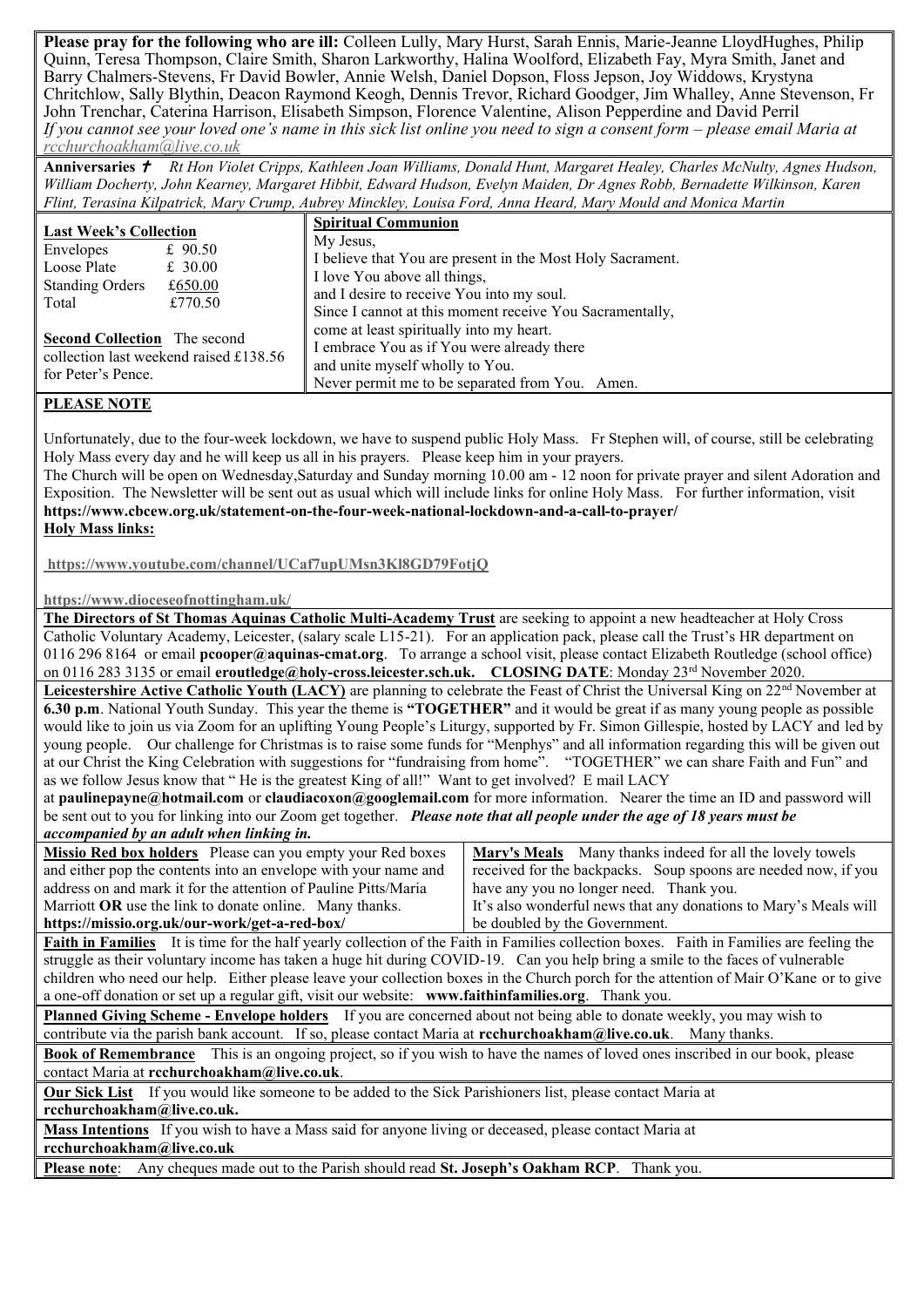**Please pray for the following who are ill:** Colleen Lully, Mary Hurst, Sarah Ennis, Marie-Jeanne LloydHughes, Philip Quinn, Teresa Thompson, Claire Smith, Sharon Larkworthy, Halina Woolford, Elizabeth Fay, Myra Smith, Janet and Barry Chalmers-Stevens, Fr David Bowler, Annie Welsh, Daniel Dopson, Floss Jepson, Joy Widdows, Krystyna Chritchlow, Sally Blythin, Deacon Raymond Keogh, Dennis Trevor, Richard Goodger, Jim Whalley, Anne Stevenson, Fr John Trenchar, Caterina Harrison, Elisabeth Simpson, Florence Valentine, Alison Pepperdine and David Perril

*If you cannot see your loved one's name in this sick list online you need to sign a consent form – please email Maria at rcchurchoakham@live.co.uk*

**Anniversaries** ✝ *Rt Hon Violet Cripps, Kathleen Joan Williams, Donald Hunt, Margaret Healey, Charles McNulty, Agnes Hudson, William Docherty, John Kearney, Margaret Hibbit, Edward Hudson, Evelyn Maiden, Dr Agnes Robb, Bernadette Wilkinson, Karen Flint, Terasina Kilpatrick, Mary Crump, Aubrey Minckley, Louisa Ford, Anna Heard, Mary Mould and Monica Martin*

**Last Week's Collection**

| | |
|---|---|
| Envelopes | £ 90.50 |
| Loose Plate | £ 30.00 |
| Standing Orders | £650.00 |
| Total | £770.50 |

**Second Collection** The second collection last weekend raised £138.56 for Peter's Pence.

**Spiritual Communion**

My Jesus,
I believe that You are present in the Most Holy Sacrament.
I love You above all things,
and I desire to receive You into my soul.
Since I cannot at this moment receive You Sacramentally,
come at least spiritually into my heart.
I embrace You as if You were already there
and unite myself wholly to You.
Never permit me to be separated from You. Amen.

**PLEASE NOTE**

Unfortunately, due to the four-week lockdown, we have to suspend public Holy Mass. Fr Stephen will, of course, still be celebrating Holy Mass every day and he will keep us all in his prayers. Please keep him in your prayers.
The Church will be open on Wednesday,Saturday and Sunday morning 10.00 am - 12 noon for private prayer and silent Adoration and Exposition. The Newsletter will be sent out as usual which will include links for online Holy Mass. For further information, visit **https://www.cbcew.org.uk/statement-on-the-four-week-national-lockdown-and-a-call-to-prayer/**

**Holy Mass links:**

**https://www.youtube.com/channel/UCaf7upUMsn3Kl8GD79FotjQ**

**https://www.dioceseofnottingham.uk/**

**The Directors of St Thomas Aquinas Catholic Multi-Academy Trust** are seeking to appoint a new headteacher at Holy Cross Catholic Voluntary Academy, Leicester, (salary scale L15-21). For an application pack, please call the Trust's HR department on 0116 296 8164 or email **pcooper@aquinas-cmat.org**. To arrange a school visit, please contact Elizabeth Routledge (school office) on 0116 283 3135 or email **eroutledge@holy-cross.leicester.sch.uk. CLOSING DATE**: Monday 23rd November 2020.

**Leicestershire Active Catholic Youth (LACY)** are planning to celebrate the Feast of Christ the Universal King on 22nd November at **6.30 p.m**. National Youth Sunday. This year the theme is **"TOGETHER"** and it would be great if as many young people as possible would like to join us via Zoom for an uplifting Young People's Liturgy, supported by Fr. Simon Gillespie, hosted by LACY and led by young people. Our challenge for Christmas is to raise some funds for "Menphys" and all information regarding this will be given out at our Christ the King Celebration with suggestions for "fundraising from home". "TOGETHER" we can share Faith and Fun" and as we follow Jesus know that " He is the greatest King of all!" Want to get involved? E mail LACY at **paulinepayne@hotmail.com** or **claudiacoxon@googlemail.com** for more information. Nearer the time an ID and password will be sent out to you for linking into our Zoom get together. ***Please note that all people under the age of 18 years must be accompanied by an adult when linking in.***

**Missio Red box holders** Please can you empty your Red boxes and either pop the contents into an envelope with your name and address on and mark it for the attention of Pauline Pitts/Maria Marriott **OR** use the link to donate online. Many thanks. **https://missio.org.uk/our-work/get-a-red-box/**

**Mary's Meals** Many thanks indeed for all the lovely towels received for the backpacks. Soup spoons are needed now, if you have any you no longer need. Thank you.
It's also wonderful news that any donations to Mary's Meals will be doubled by the Government.

**Faith in Families** It is time for the half yearly collection of the Faith in Families collection boxes. Faith in Families are feeling the struggle as their voluntary income has taken a huge hit during COVID-19. Can you help bring a smile to the faces of vulnerable children who need our help. Either please leave your collection boxes in the Church porch for the attention of Mair O'Kane or to give a one-off donation or set up a regular gift, visit our website: **www.faithinfamilies.org**. Thank you.

**Planned Giving Scheme - Envelope holders** If you are concerned about not being able to donate weekly, you may wish to contribute via the parish bank account. If so, please contact Maria at **rcchurchoakham@live.co.uk**. Many thanks.

**Book of Remembrance** This is an ongoing project, so if you wish to have the names of loved ones inscribed in our book, please contact Maria at **rcchurchoakham@live.co.uk**.

**Our Sick List** If you would like someone to be added to the Sick Parishioners list, please contact Maria at **rcchurchoakham@live.co.uk.**

**Mass Intentions** If you wish to have a Mass said for anyone living or deceased, please contact Maria at **rcchurchoakham@live.co.uk**

**Please note**: Any cheques made out to the Parish should read **St. Joseph's Oakham RCP**. Thank you.